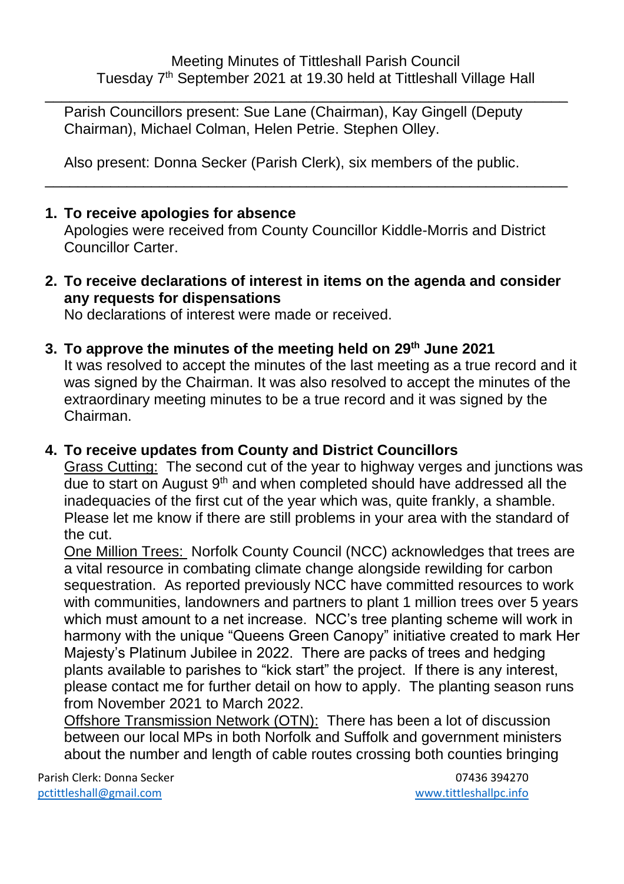Meeting Minutes of Tittleshall Parish Council
Tuesday 7th September 2021 at 19.30 held at Tittleshall Village Hall

---

Parish Councillors present: Sue Lane (Chairman), Kay Gingell (Deputy Chairman), Michael Colman, Helen Petrie. Stephen Olley.

Also present: Donna Secker (Parish Clerk), six members of the public.

---

1. **To receive apologies for absence**
   Apologies were received from County Councillor Kiddle-Morris and District Councillor Carter.

2. **To receive declarations of interest in items on the agenda and consider any requests for dispensations**
   No declarations of interest were made or received.

3. **To approve the minutes of the meeting held on 29th June 2021**
   It was resolved to accept the minutes of the last meeting as a true record and it was signed by the Chairman. It was also resolved to accept the minutes of the extraordinary meeting minutes to be a true record and it was signed by the Chairman.

4. **To receive updates from County and District Councillors**
   Grass Cutting: The second cut of the year to highway verges and junctions was due to start on August 9th and when completed should have addressed all the inadequacies of the first cut of the year which was, quite frankly, a shamble. Please let me know if there are still problems in your area with the standard of the cut.
   One Million Trees: Norfolk County Council (NCC) acknowledges that trees are a vital resource in combating climate change alongside rewilding for carbon sequestration. As reported previously NCC have committed resources to work with communities, landowners and partners to plant 1 million trees over 5 years which must amount to a net increase. NCC's tree planting scheme will work in harmony with the unique "Queens Green Canopy" initiative created to mark Her Majesty's Platinum Jubilee in 2022. There are packs of trees and hedging plants available to parishes to "kick start" the project. If there is any interest, please contact me for further detail on how to apply. The planting season runs from November 2021 to March 2022.
   Offshore Transmission Network (OTN): There has been a lot of discussion between our local MPs in both Norfolk and Suffolk and government ministers about the number and length of cable routes crossing both counties bringing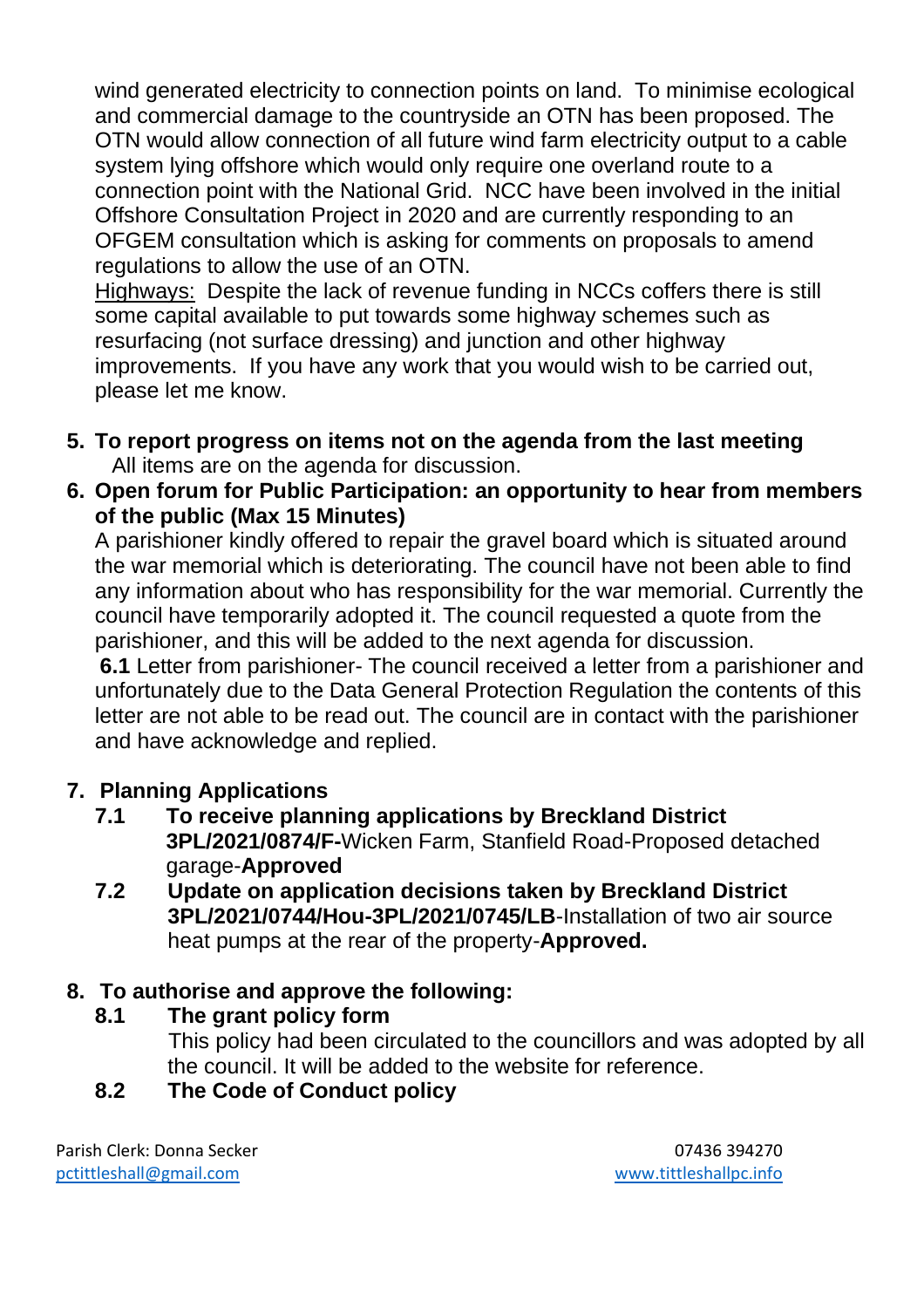wind generated electricity to connection points on land. To minimise ecological and commercial damage to the countryside an OTN has been proposed. The OTN would allow connection of all future wind farm electricity output to a cable system lying offshore which would only require one overland route to a connection point with the National Grid. NCC have been involved in the initial Offshore Consultation Project in 2020 and are currently responding to an OFGEM consultation which is asking for comments on proposals to amend regulations to allow the use of an OTN.

Highways: Despite the lack of revenue funding in NCCs coffers there is still some capital available to put towards some highway schemes such as resurfacing (not surface dressing) and junction and other highway improvements. If you have any work that you would wish to be carried out, please let me know.

5. **To report progress on items not on the agenda from the last meeting**
   All items are on the agenda for discussion.

6. **Open forum for Public Participation: an opportunity to hear from members of the public (Max 15 Minutes)**
   A parishioner kindly offered to repair the gravel board which is situated around the war memorial which is deteriorating. The council have not been able to find any information about who has responsibility for the war memorial. Currently the council have temporarily adopted it. The council requested a quote from the parishioner, and this will be added to the next agenda for discussion.
   **6.1** Letter from parishioner- The council received a letter from a parishioner and unfortunately due to the Data General Protection Regulation the contents of this letter are not able to be read out. The council are in contact with the parishioner and have acknowledge and replied.

7. **Planning Applications**
   - **7.1 To receive planning applications by Breckland District**
     **3PL/2021/0874/F-**Wicken Farm, Stanfield Road-Proposed detached garage-**Approved**
   - **7.2 Update on application decisions taken by Breckland District**
     **3PL/2021/0744/Hou-3PL/2021/0745/LB**-Installation of two air source heat pumps at the rear of the property-**Approved.**

8. **To authorise and approve the following:**
   - **8.1 The grant policy form**
     This policy had been circulated to the councillors and was adopted by all the council. It will be added to the website for reference.
   - **8.2 The Code of Conduct policy**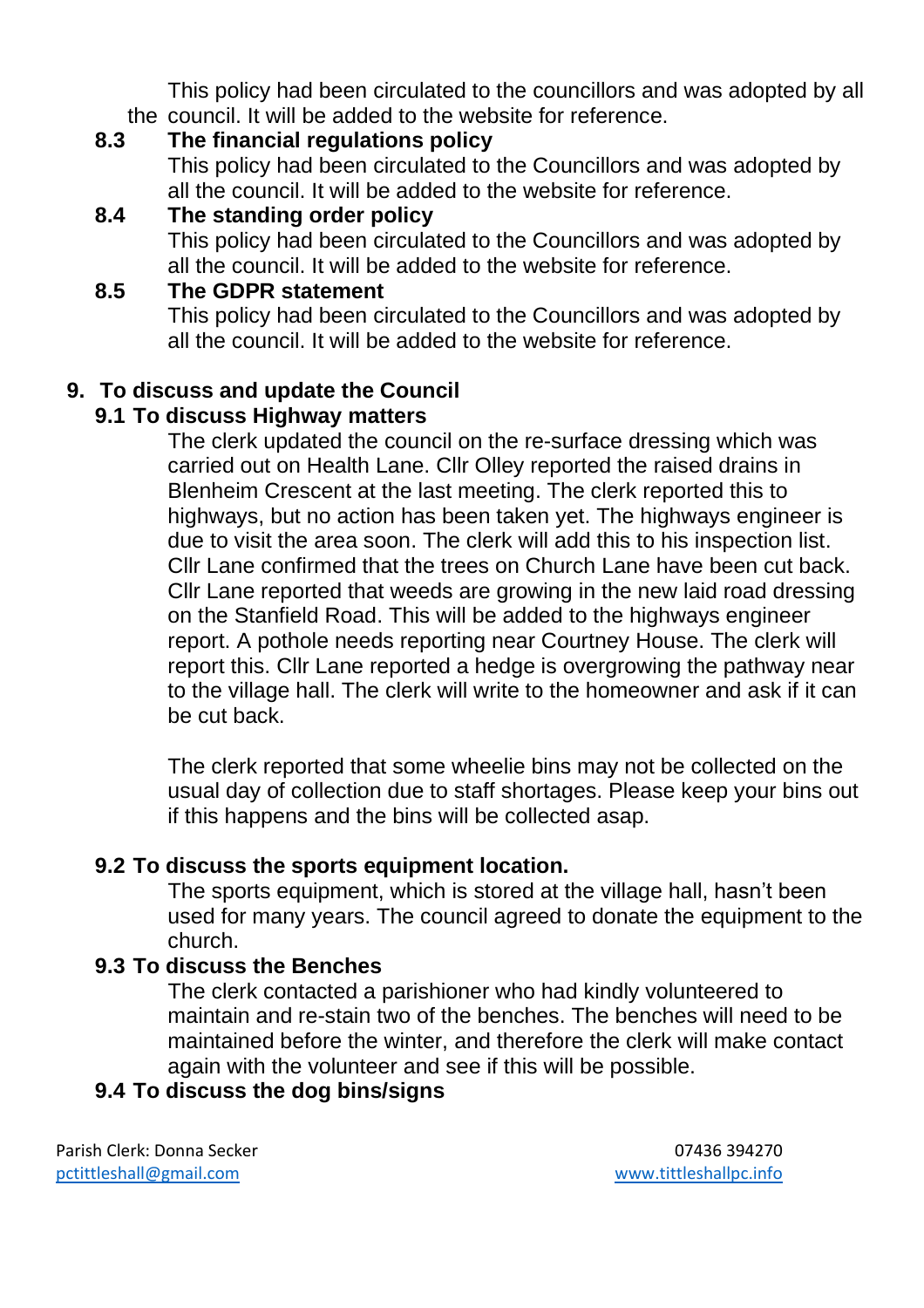This policy had been circulated to the councillors and was adopted by all the council. It will be added to the website for reference.

**8.3 The financial regulations policy**

This policy had been circulated to the Councillors and was adopted by all the council. It will be added to the website for reference.

**8.4 The standing order policy**

This policy had been circulated to the Councillors and was adopted by all the council. It will be added to the website for reference.

**8.5 The GDPR statement**

This policy had been circulated to the Councillors and was adopted by all the council. It will be added to the website for reference.

**9. To discuss and update the Council**

**9.1 To discuss Highway matters**

The clerk updated the council on the re-surface dressing which was carried out on Health Lane. Cllr Olley reported the raised drains in Blenheim Crescent at the last meeting. The clerk reported this to highways, but no action has been taken yet. The highways engineer is due to visit the area soon. The clerk will add this to his inspection list. Cllr Lane confirmed that the trees on Church Lane have been cut back. Cllr Lane reported that weeds are growing in the new laid road dressing on the Stanfield Road. This will be added to the highways engineer report. A pothole needs reporting near Courtney House. The clerk will report this. Cllr Lane reported a hedge is overgrowing the pathway near to the village hall. The clerk will write to the homeowner and ask if it can be cut back.

The clerk reported that some wheelie bins may not be collected on the usual day of collection due to staff shortages. Please keep your bins out if this happens and the bins will be collected asap.

**9.2 To discuss the sports equipment location.**

The sports equipment, which is stored at the village hall, hasn't been used for many years. The council agreed to donate the equipment to the church.

**9.3 To discuss the Benches**

The clerk contacted a parishioner who had kindly volunteered to maintain and re-stain two of the benches. The benches will need to be maintained before the winter, and therefore the clerk will make contact again with the volunteer and see if this will be possible.

**9.4 To discuss the dog bins/signs**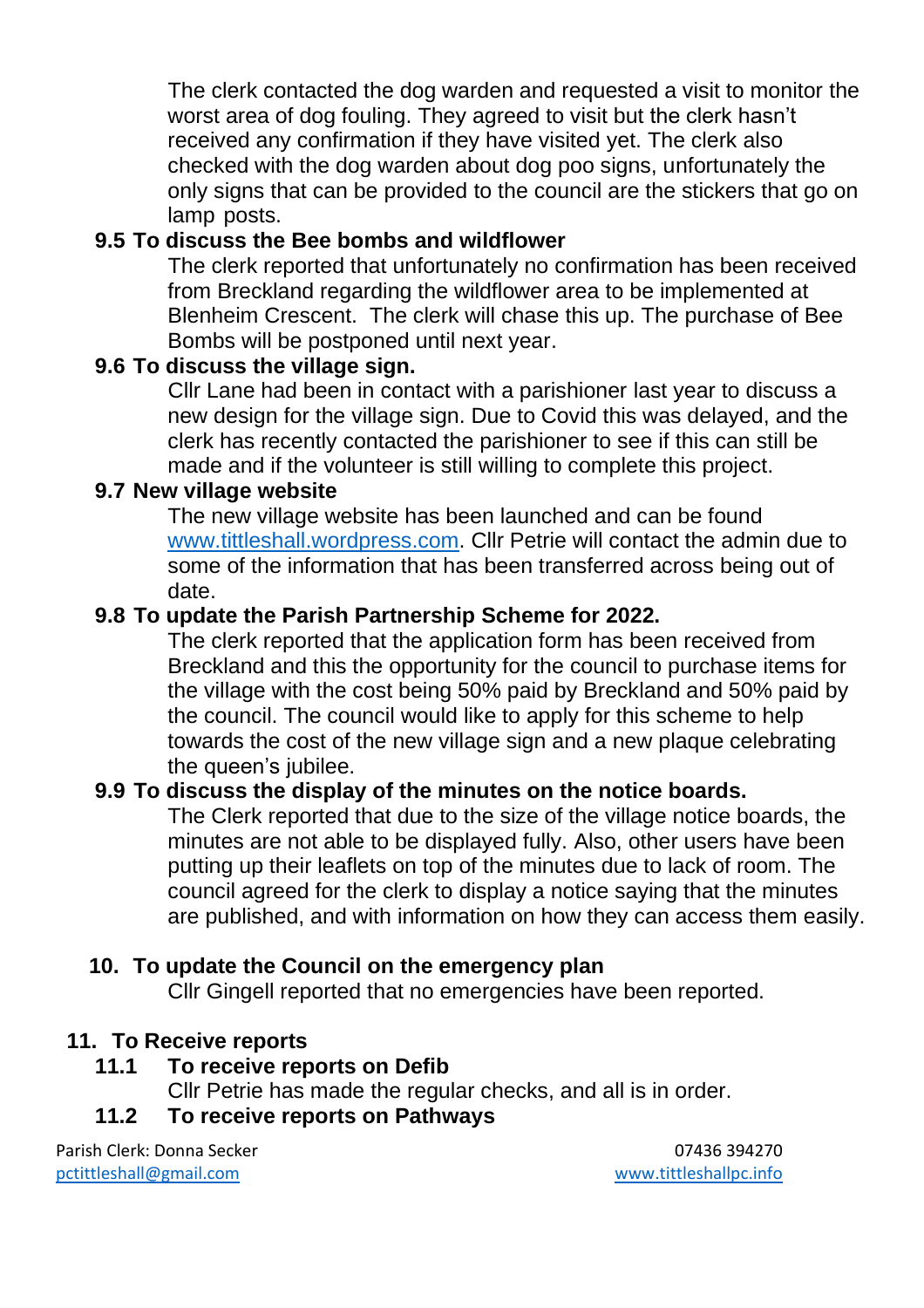The clerk contacted the dog warden and requested a visit to monitor the worst area of dog fouling. They agreed to visit but the clerk hasn't received any confirmation if they have visited yet. The clerk also checked with the dog warden about dog poo signs, unfortunately the only signs that can be provided to the council are the stickers that go on lamp posts.

**9.5 To discuss the Bee bombs and wildflower**

The clerk reported that unfortunately no confirmation has been received from Breckland regarding the wildflower area to be implemented at Blenheim Crescent. The clerk will chase this up. The purchase of Bee Bombs will be postponed until next year.

**9.6 To discuss the village sign.**

Cllr Lane had been in contact with a parishioner last year to discuss a new design for the village sign. Due to Covid this was delayed, and the clerk has recently contacted the parishioner to see if this can still be made and if the volunteer is still willing to complete this project.

**9.7 New village website**

The new village website has been launched and can be found [www.tittleshall.wordpress.com](http://www.tittleshall.wordpress.com). Cllr Petrie will contact the admin due to some of the information that has been transferred across being out of date.

**9.8 To update the Parish Partnership Scheme for 2022.**

The clerk reported that the application form has been received from Breckland and this the opportunity for the council to purchase items for the village with the cost being 50% paid by Breckland and 50% paid by the council. The council would like to apply for this scheme to help towards the cost of the new village sign and a new plaque celebrating the queen's jubilee.

**9.9 To discuss the display of the minutes on the notice boards.**

The Clerk reported that due to the size of the village notice boards, the minutes are not able to be displayed fully. Also, other users have been putting up their leaflets on top of the minutes due to lack of room. The council agreed for the clerk to display a notice saying that the minutes are published, and with information on how they can access them easily.

**10. To update the Council on the emergency plan**

Cllr Gingell reported that no emergencies have been reported.

**11. To Receive reports**

**11.1 To receive reports on Defib**

Cllr Petrie has made the regular checks, and all is in order.

**11.2 To receive reports on Pathways**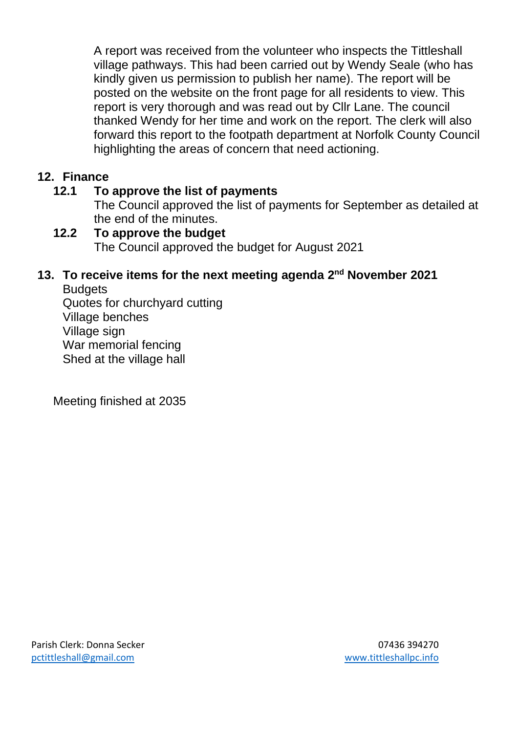A report was received from the volunteer who inspects the Tittleshall village pathways. This had been carried out by Wendy Seale (who has kindly given us permission to publish her name). The report will be posted on the website on the front page for all residents to view. This report is very thorough and was read out by Cllr Lane. The council thanked Wendy for her time and work on the report. The clerk will also forward this report to the footpath department at Norfolk County Council highlighting the areas of concern that need actioning.

## 12. Finance

### 12.1 To approve the list of payments

The Council approved the list of payments for September as detailed at the end of the minutes.

### 12.2 To approve the budget

The Council approved the budget for August 2021

## 13. To receive items for the next meeting agenda 2nd November 2021

Budgets
Quotes for churchyard cutting
Village benches
Village sign
War memorial fencing
Shed at the village hall

Meeting finished at 2035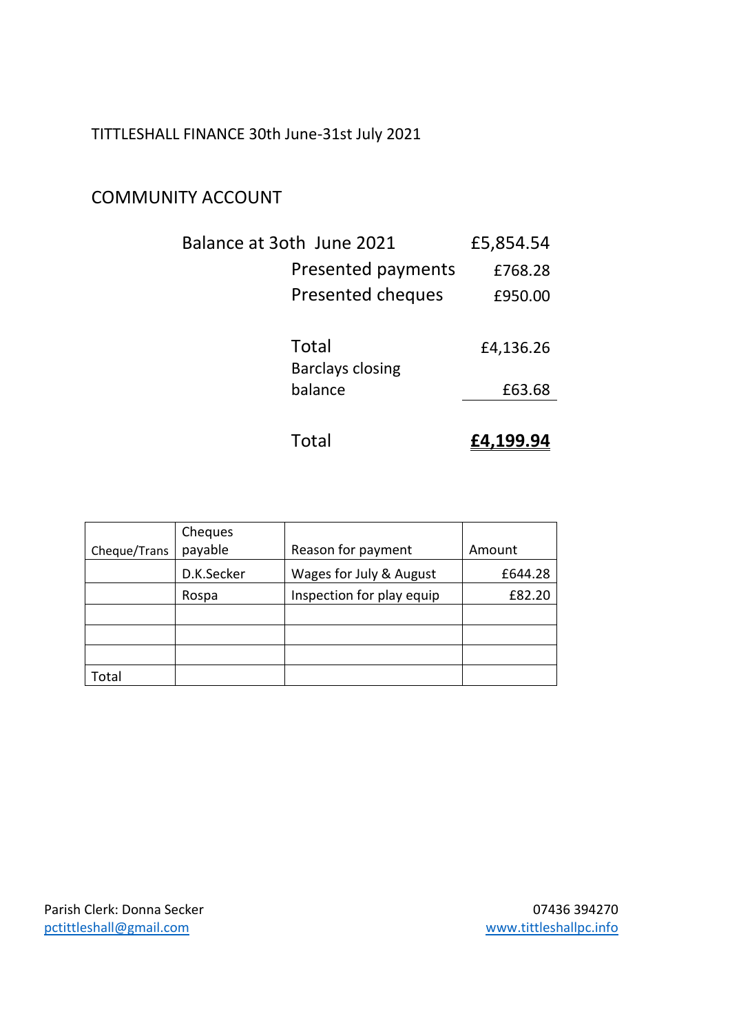TITTLESHALL FINANCE 30th June-31st July 2021

## COMMUNITY ACCOUNT

| | | |
|---|---|---|
| Balance at 3oth June 2021 | | £5,854.54 |
| | Presented payments | £768.28 |
| | Presented cheques | £950.00 |
| | Total | £4,136.26 |
| | Barclays closing balance | £63.68 |
| | Total | **£4,199.94** |

| Cheque/Trans | Cheques payable | Reason for payment | Amount |
|---|---|---|---|
| | D.K.Secker | Wages for July & August | £644.28 |
| | Rospa | Inspection for play equip | £82.20 |
| | | | |
| | | | |
| | | | |
| Total | | | |

Parish Clerk: Donna Secker
pctittleshall@gmail.com

07436 394270
www.tittleshallpc.info